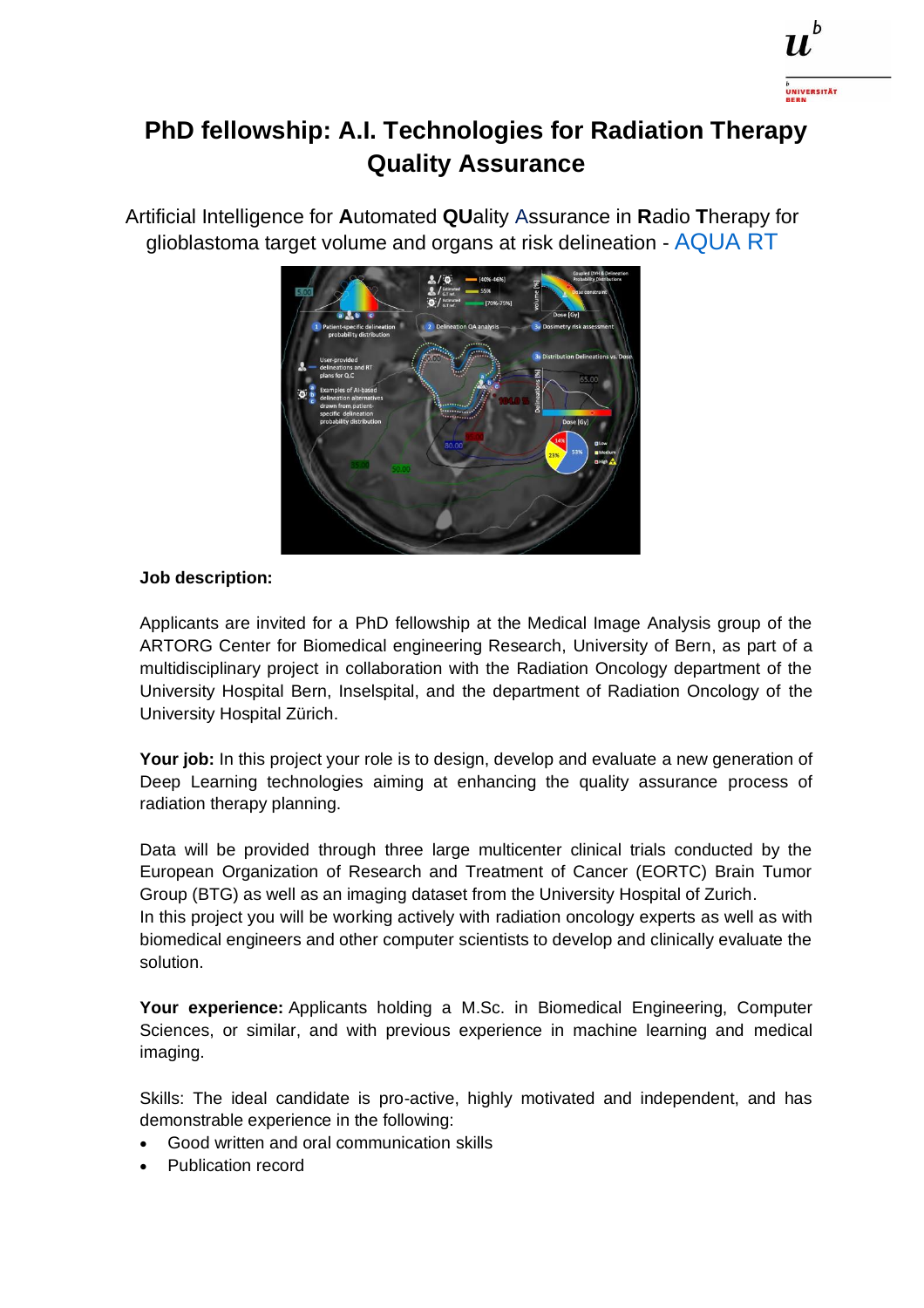# PhD fellowship: A.I. Technologies for Radiation Therapy Quality Assurance

Artificial Intelligence for **A**utomated **QU**ality **A**ssurance in **R**adio **T**herapy for glioblastoma target volume and organs at risk delineation - AQUA RT

**Job description:**

Applicants are invited for a PhD fellowship at the Medical Image Analysis group of the ARTORG Center for Biomedical engineering Research, University of Bern, as part of a multidisciplinary project in collaboration with the Radiation Oncology department of the University Hospital Bern, Inselspital, and the department of Radiation Oncology of the University Hospital Zürich.

**Your job:** In this project your role is to design, develop and evaluate a new generation of Deep Learning technologies aiming at enhancing the quality assurance process of radiation therapy planning.

Data will be provided through three large multicenter clinical trials conducted by the European Organization of Research and Treatment of Cancer (EORTC) Brain Tumor Group (BTG) as well as an imaging dataset from the University Hospital of Zurich.
In this project you will be working actively with radiation oncology experts as well as with biomedical engineers and other computer scientists to develop and clinically evaluate the solution.

**Your experience:** Applicants holding a M.Sc. in Biomedical Engineering, Computer Sciences, or similar, and with previous experience in machine learning and medical imaging.

Skills: The ideal candidate is pro-active, highly motivated and independent, and has demonstrable experience in the following:

- Good written and oral communication skills
- Publication record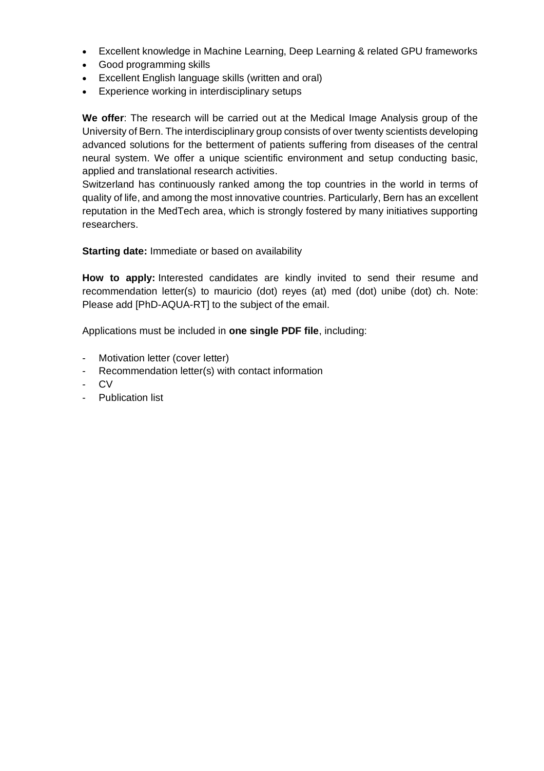- Excellent knowledge in Machine Learning, Deep Learning & related GPU frameworks
- Good programming skills
- Excellent English language skills (written and oral)
- Experience working in interdisciplinary setups

**We offer**: The research will be carried out at the Medical Image Analysis group of the University of Bern. The interdisciplinary group consists of over twenty scientists developing advanced solutions for the betterment of patients suffering from diseases of the central neural system. We offer a unique scientific environment and setup conducting basic, applied and translational research activities.

Switzerland has continuously ranked among the top countries in the world in terms of quality of life, and among the most innovative countries. Particularly, Bern has an excellent reputation in the MedTech area, which is strongly fostered by many initiatives supporting researchers.

**Starting date:** Immediate or based on availability

**How to apply:** Interested candidates are kindly invited to send their resume and recommendation letter(s) to mauricio (dot) reyes (at) med (dot) unibe (dot) ch. Note: Please add [PhD-AQUA-RT] to the subject of the email.

Applications must be included in **one single PDF file**, including:

- Motivation letter (cover letter)
- Recommendation letter(s) with contact information
- CV
- Publication list